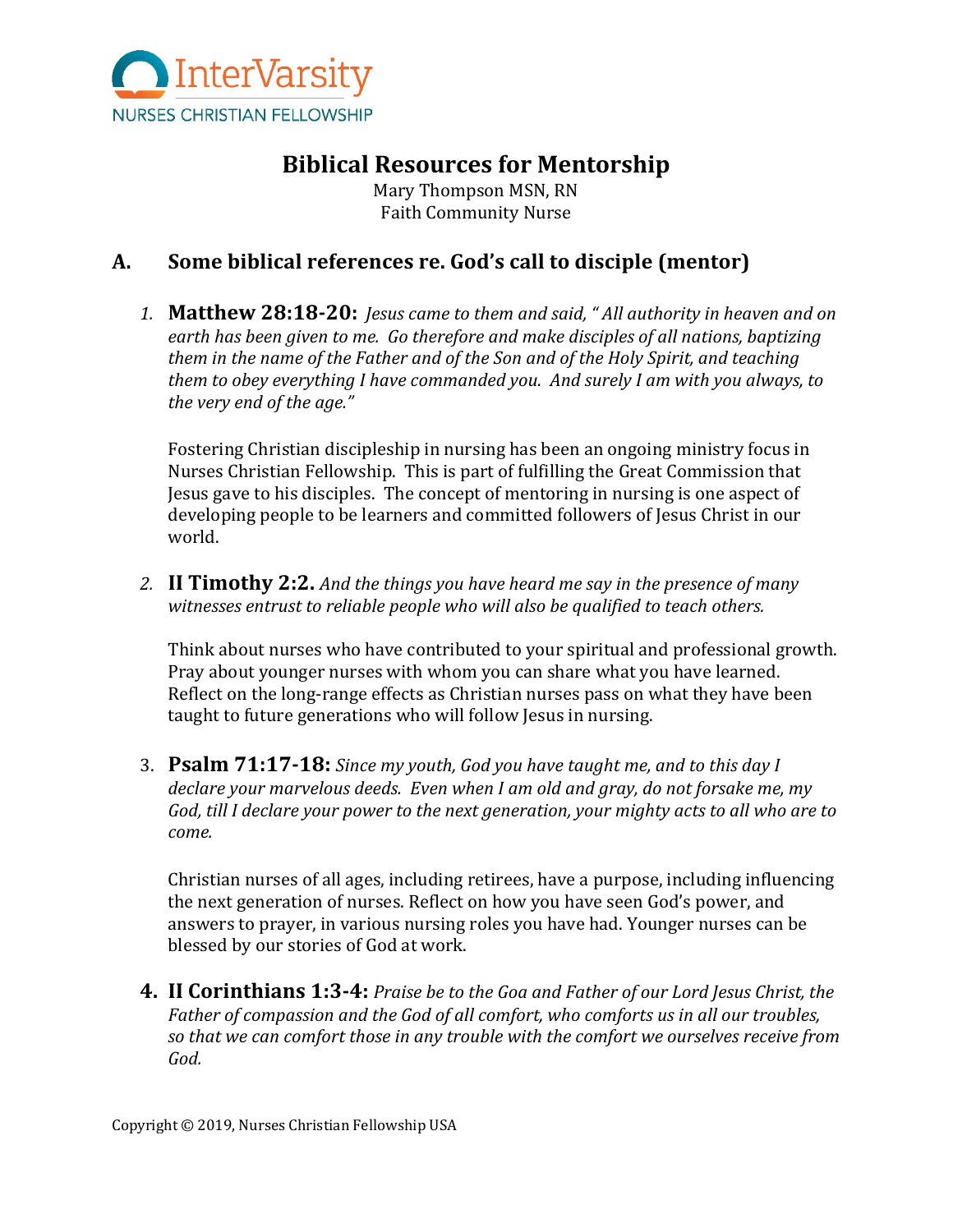InterVarsity

NURSES CHRISTIAN FELLOWSHIP

# Biblical Resources for Mentorship

Mary Thompson MSN, RN
Faith Community Nurse

## A. Some biblical references re. God's call to disciple (mentor)

1. **Matthew 28:18-20:** *Jesus came to them and said, " All authority in heaven and on earth has been given to me. Go therefore and make disciples of all nations, baptizing them in the name of the Father and of the Son and of the Holy Spirit, and teaching them to obey everything I have commanded you. And surely I am with you always, to the very end of the age."*

   Fostering Christian discipleship in nursing has been an ongoing ministry focus in Nurses Christian Fellowship. This is part of fulfilling the Great Commission that Jesus gave to his disciples. The concept of mentoring in nursing is one aspect of developing people to be learners and committed followers of Jesus Christ in our world.

2. **II Timothy 2:2.** *And the things you have heard me say in the presence of many witnesses entrust to reliable people who will also be qualified to teach others.*

   Think about nurses who have contributed to your spiritual and professional growth. Pray about younger nurses with whom you can share what you have learned. Reflect on the long-range effects as Christian nurses pass on what they have been taught to future generations who will follow Jesus in nursing.

3. **Psalm 71:17-18:** *Since my youth, God you have taught me, and to this day I declare your marvelous deeds. Even when I am old and gray, do not forsake me, my God, till I declare your power to the next generation, your mighty acts to all who are to come.*

   Christian nurses of all ages, including retirees, have a purpose, including influencing the next generation of nurses. Reflect on how you have seen God's power, and answers to prayer, in various nursing roles you have had. Younger nurses can be blessed by our stories of God at work.

4. **II Corinthians 1:3-4:** *Praise be to the Goa and Father of our Lord Jesus Christ, the Father of compassion and the God of all comfort, who comforts us in all our troubles, so that we can comfort those in any trouble with the comfort we ourselves receive from God.*

Copyright © 2019, Nurses Christian Fellowship USA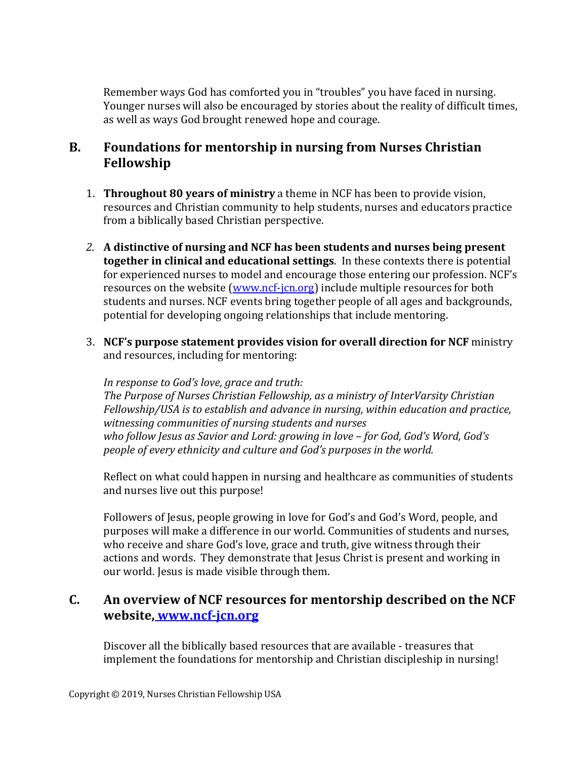Remember ways God has comforted you in "troubles" you have faced in nursing. Younger nurses will also be encouraged by stories about the reality of difficult times, as well as ways God brought renewed hope and courage.

## B. Foundations for mentorship in nursing from Nurses Christian Fellowship

1. **Throughout 80 years of ministry** a theme in NCF has been to provide vision, resources and Christian community to help students, nurses and educators practice from a biblically based Christian perspective.

2. **A distinctive of nursing and NCF has been students and nurses being present together in clinical and educational settings**. In these contexts there is potential for experienced nurses to model and encourage those entering our profession. NCF's resources on the website (www.ncf-jcn.org) include multiple resources for both students and nurses. NCF events bring together people of all ages and backgrounds, potential for developing ongoing relationships that include mentoring.

3. **NCF's purpose statement provides vision for overall direction for NCF** ministry and resources, including for mentoring:

   *In response to God's love, grace and truth:*
   *The Purpose of Nurses Christian Fellowship, as a ministry of InterVarsity Christian Fellowship/USA is to establish and advance in nursing, within education and practice, witnessing communities of nursing students and nurses*
   *who follow Jesus as Savior and Lord: growing in love – for God, God's Word, God's people of every ethnicity and culture and God's purposes in the world.*

   Reflect on what could happen in nursing and healthcare as communities of students and nurses live out this purpose!

   Followers of Jesus, people growing in love for God's and God's Word, people, and purposes will make a difference in our world. Communities of students and nurses, who receive and share God's love, grace and truth, give witness through their actions and words. They demonstrate that Jesus Christ is present and working in our world. Jesus is made visible through them.

## C. An overview of NCF resources for mentorship described on the NCF website, www.ncf-jcn.org

Discover all the biblically based resources that are available - treasures that implement the foundations for mentorship and Christian discipleship in nursing!

Copyright © 2019, Nurses Christian Fellowship USA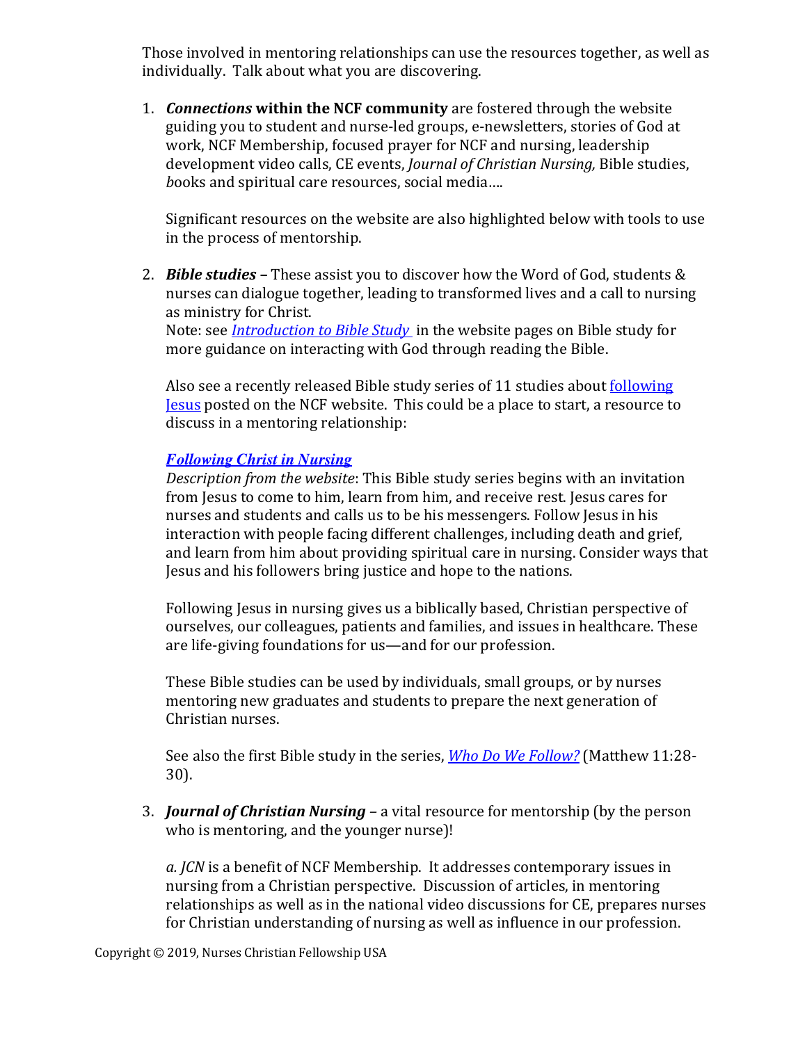Those involved in mentoring relationships can use the resources together, as well as individually. Talk about what you are discovering.

1. ***Connections* within the NCF community** are fostered through the website guiding you to student and nurse-led groups, e-newsletters, stories of God at work, NCF Membership, focused prayer for NCF and nursing, leadership development video calls, CE events, *Journal of Christian Nursing,* Bible studies, *b*ooks and spiritual care resources, social media….

   Significant resources on the website are also highlighted below with tools to use in the process of mentorship.

2. ***Bible studies* –** These assist you to discover how the Word of God, students & nurses can dialogue together, leading to transformed lives and a call to nursing as ministry for Christ.
   Note: see *Introduction to Bible Study* in the website pages on Bible study for more guidance on interacting with God through reading the Bible.

   Also see a recently released Bible study series of 11 studies about following Jesus posted on the NCF website. This could be a place to start, a resource to discuss in a mentoring relationship:

   ***Following Christ in Nursing***
   *Description from the website*: This Bible study series begins with an invitation from Jesus to come to him, learn from him, and receive rest. Jesus cares for nurses and students and calls us to be his messengers. Follow Jesus in his interaction with people facing different challenges, including death and grief, and learn from him about providing spiritual care in nursing. Consider ways that Jesus and his followers bring justice and hope to the nations.

   Following Jesus in nursing gives us a biblically based, Christian perspective of ourselves, our colleagues, patients and families, and issues in healthcare. These are life-giving foundations for us—and for our profession.

   These Bible studies can be used by individuals, small groups, or by nurses mentoring new graduates and students to prepare the next generation of Christian nurses.

   See also the first Bible study in the series, *Who Do We Follow?* (Matthew 11:28-30).

3. ***Journal of Christian Nursing*** – a vital resource for mentorship (by the person who is mentoring, and the younger nurse)!

   *a. JCN* is a benefit of NCF Membership. It addresses contemporary issues in nursing from a Christian perspective. Discussion of articles, in mentoring relationships as well as in the national video discussions for CE, prepares nurses for Christian understanding of nursing as well as influence in our profession.

Copyright © 2019, Nurses Christian Fellowship USA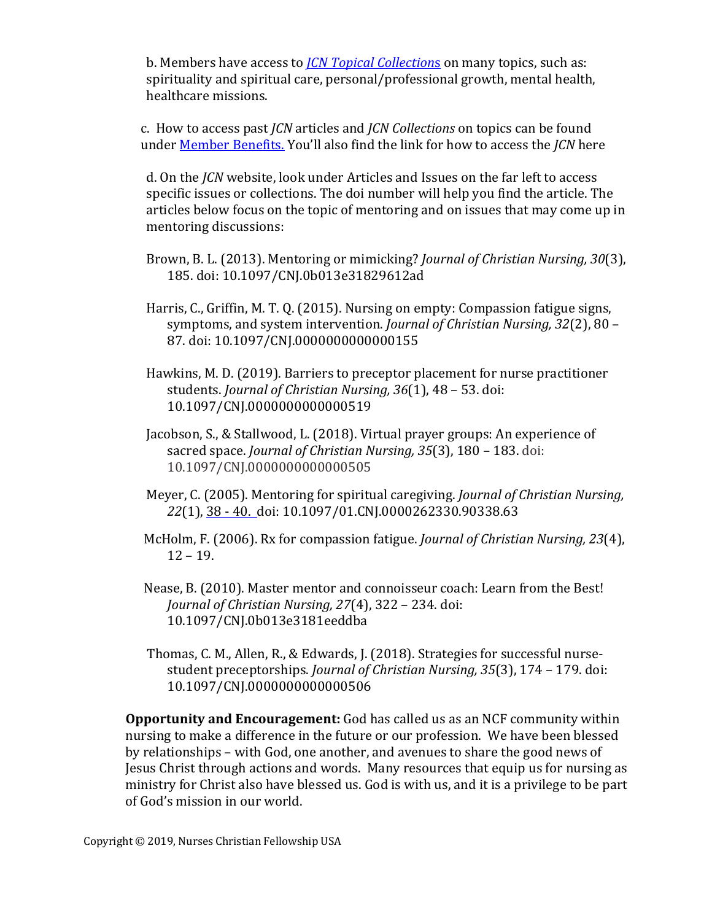b. Members have access to [*JCN Topical Collections*] on many topics, such as: spirituality and spiritual care, personal/professional growth, mental health, healthcare missions.

c. How to access past *JCN* articles and *JCN Collections* on topics can be found under [Member Benefits.] You'll also find the link for how to access the *JCN* here

d. On the *JCN* website, look under Articles and Issues on the far left to access specific issues or collections. The doi number will help you find the article. The articles below focus on the topic of mentoring and on issues that may come up in mentoring discussions:

Brown, B. L. (2013). Mentoring or mimicking? *Journal of Christian Nursing, 30*(3), 185. doi: 10.1097/CNJ.0b013e31829612ad

Harris, C., Griffin, M. T. Q. (2015). Nursing on empty: Compassion fatigue signs, symptoms, and system intervention. *Journal of Christian Nursing, 32*(2), 80 – 87. doi: 10.1097/CNJ.0000000000000155

Hawkins, M. D. (2019). Barriers to preceptor placement for nurse practitioner students. *Journal of Christian Nursing, 36*(1), 48 – 53. doi: 10.1097/CNJ.0000000000000519

Jacobson, S., & Stallwood, L. (2018). Virtual prayer groups: An experience of sacred space. *Journal of Christian Nursing, 35*(3), 180 – 183. doi: 10.1097/CNJ.0000000000000505

Meyer, C. (2005). Mentoring for spiritual caregiving. *Journal of Christian Nursing, 22*(1), 38 - 40. doi: 10.1097/01.CNJ.0000262330.90338.63

McHolm, F. (2006). Rx for compassion fatigue. *Journal of Christian Nursing, 23*(4), 12 – 19.

Nease, B. (2010). Master mentor and connoisseur coach: Learn from the Best! *Journal of Christian Nursing, 27*(4), 322 – 234. doi: 10.1097/CNJ.0b013e3181eeddba

Thomas, C. M., Allen, R., & Edwards, J. (2018). Strategies for successful nurse-student preceptorships. *Journal of Christian Nursing, 35*(3), 174 – 179. doi: 10.1097/CNJ.0000000000000506

**Opportunity and Encouragement:** God has called us as an NCF community within nursing to make a difference in the future or our profession. We have been blessed by relationships – with God, one another, and avenues to share the good news of Jesus Christ through actions and words. Many resources that equip us for nursing as ministry for Christ also have blessed us. God is with us, and it is a privilege to be part of God's mission in our world.

Copyright © 2019, Nurses Christian Fellowship USA